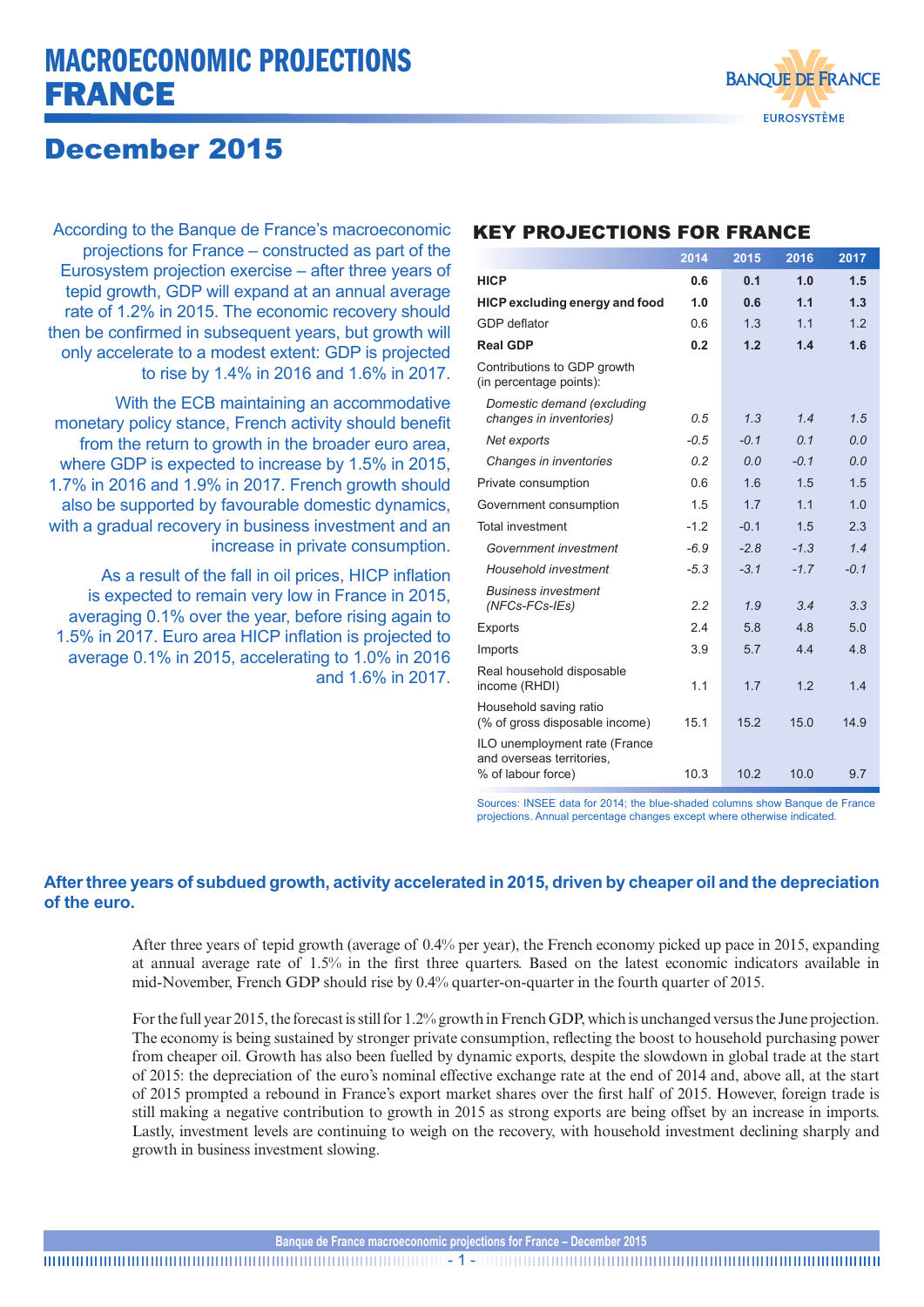# MACROECONOMIC PROJECTIONS FRANCE

## December 2015

According to the Banque de France's macroeconomic projections for France – constructed as part of the Eurosystem projection exercise – after three years of tepid growth, GDP will expand at an annual average rate of 1.2% in 2015. The economic recovery should then be confirmed in subsequent years, but growth will only accelerate to a modest extent: GDP is projected to rise by 1.4% in 2016 and 1.6% in 2017.

With the ECB maintaining an accommodative monetary policy stance, French activity should benefit from the return to growth in the broader euro area, where GDP is expected to increase by 1.5% in 2015, 1.7% in 2016 and 1.9% in 2017. French growth should also be supported by favourable domestic dynamics, with a gradual recovery in business investment and an increase in private consumption.

As a result of the fall in oil prices, HICP inflation is expected to remain very low in France in 2015, averaging 0.1% over the year, before rising again to 1.5% in 2017. Euro area HICP inflation is projected to average 0.1% in 2015, accelerating to 1.0% in 2016 and 1.6% in 2017.

### KEY PROJECTIONS FOR FRANCE

| | 2014 | 2015 | 2016 | 2017 |
|---|---|---|---|---|
| **HICP** | **0.6** | **0.1** | **1.0** | **1.5** |
| **HICP excluding energy and food** | **1.0** | **0.6** | **1.1** | **1.3** |
| GDP deflator | 0.6 | 1.3 | 1.1 | 1.2 |
| **Real GDP** | **0.2** | **1.2** | **1.4** | **1.6** |
| Contributions to GDP growth (in percentage points): | | | | |
| *Domestic demand (excluding changes in inventories)* | *0.5* | *1.3* | *1.4* | *1.5* |
| *Net exports* | *-0.5* | *-0.1* | *0.1* | *0.0* |
| *Changes in inventories* | *0.2* | *0.0* | *-0.1* | *0.0* |
| Private consumption | 0.6 | 1.6 | 1.5 | 1.5 |
| Government consumption | 1.5 | 1.7 | 1.1 | 1.0 |
| Total investment | -1.2 | -0.1 | 1.5 | 2.3 |
| *Government investment* | *-6.9* | *-2.8* | *-1.3* | *1.4* |
| *Household investment* | *-5.3* | *-3.1* | *-1.7* | *-0.1* |
| *Business investment (NFCs-FCs-IEs)* | *2.2* | *1.9* | *3.4* | *3.3* |
| Exports | 2.4 | 5.8 | 4.8 | 5.0 |
| Imports | 3.9 | 5.7 | 4.4 | 4.8 |
| Real household disposable income (RHDI) | 1.1 | 1.7 | 1.2 | 1.4 |
| Household saving ratio (% of gross disposable income) | 15.1 | 15.2 | 15.0 | 14.9 |
| ILO unemployment rate (France and overseas territories, % of labour force) | 10.3 | 10.2 | 10.0 | 9.7 |

Sources: INSEE data for 2014; the blue-shaded columns show Banque de France projections. Annual percentage changes except where otherwise indicated.

### After three years of subdued growth, activity accelerated in 2015, driven by cheaper oil and the depreciation of the euro.

After three years of tepid growth (average of 0.4% per year), the French economy picked up pace in 2015, expanding at annual average rate of 1.5% in the first three quarters. Based on the latest economic indicators available in mid-November, French GDP should rise by 0.4% quarter-on-quarter in the fourth quarter of 2015.

For the full year 2015, the forecast is still for 1.2% growth in French GDP, which is unchanged versus the June projection. The economy is being sustained by stronger private consumption, reflecting the boost to household purchasing power from cheaper oil. Growth has also been fuelled by dynamic exports, despite the slowdown in global trade at the start of 2015: the depreciation of the euro's nominal effective exchange rate at the end of 2014 and, above all, at the start of 2015 prompted a rebound in France's export market shares over the first half of 2015. However, foreign trade is still making a negative contribution to growth in 2015 as strong exports are being offset by an increase in imports. Lastly, investment levels are continuing to weigh on the recovery, with household investment declining sharply and growth in business investment slowing.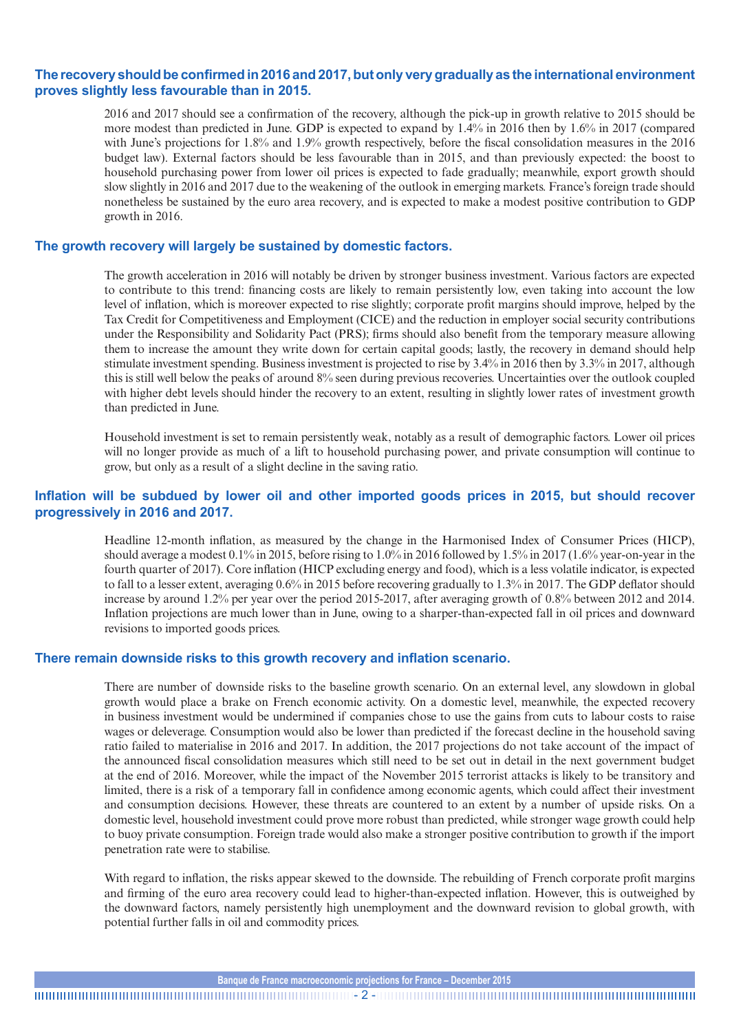## The recovery should be confirmed in 2016 and 2017, but only very gradually as the international environment proves slightly less favourable than in 2015.

2016 and 2017 should see a confirmation of the recovery, although the pick-up in growth relative to 2015 should be more modest than predicted in June. GDP is expected to expand by 1.4% in 2016 then by 1.6% in 2017 (compared with June's projections for 1.8% and 1.9% growth respectively, before the fiscal consolidation measures in the 2016 budget law). External factors should be less favourable than in 2015, and than previously expected: the boost to household purchasing power from lower oil prices is expected to fade gradually; meanwhile, export growth should slow slightly in 2016 and 2017 due to the weakening of the outlook in emerging markets. France's foreign trade should nonetheless be sustained by the euro area recovery, and is expected to make a modest positive contribution to GDP growth in 2016.

## The growth recovery will largely be sustained by domestic factors.

The growth acceleration in 2016 will notably be driven by stronger business investment. Various factors are expected to contribute to this trend: financing costs are likely to remain persistently low, even taking into account the low level of inflation, which is moreover expected to rise slightly; corporate profit margins should improve, helped by the Tax Credit for Competitiveness and Employment (CICE) and the reduction in employer social security contributions under the Responsibility and Solidarity Pact (PRS); firms should also benefit from the temporary measure allowing them to increase the amount they write down for certain capital goods; lastly, the recovery in demand should help stimulate investment spending. Business investment is projected to rise by 3.4% in 2016 then by 3.3% in 2017, although this is still well below the peaks of around 8% seen during previous recoveries. Uncertainties over the outlook coupled with higher debt levels should hinder the recovery to an extent, resulting in slightly lower rates of investment growth than predicted in June.

Household investment is set to remain persistently weak, notably as a result of demographic factors. Lower oil prices will no longer provide as much of a lift to household purchasing power, and private consumption will continue to grow, but only as a result of a slight decline in the saving ratio.

## Inflation will be subdued by lower oil and other imported goods prices in 2015, but should recover progressively in 2016 and 2017.

Headline 12-month inflation, as measured by the change in the Harmonised Index of Consumer Prices (HICP), should average a modest 0.1% in 2015, before rising to 1.0% in 2016 followed by 1.5% in 2017 (1.6% year-on-year in the fourth quarter of 2017). Core inflation (HICP excluding energy and food), which is a less volatile indicator, is expected to fall to a lesser extent, averaging 0.6% in 2015 before recovering gradually to 1.3% in 2017. The GDP deflator should increase by around 1.2% per year over the period 2015-2017, after averaging growth of 0.8% between 2012 and 2014. Inflation projections are much lower than in June, owing to a sharper-than-expected fall in oil prices and downward revisions to imported goods prices.

## There remain downside risks to this growth recovery and inflation scenario.

There are number of downside risks to the baseline growth scenario. On an external level, any slowdown in global growth would place a brake on French economic activity. On a domestic level, meanwhile, the expected recovery in business investment would be undermined if companies chose to use the gains from cuts to labour costs to raise wages or deleverage. Consumption would also be lower than predicted if the forecast decline in the household saving ratio failed to materialise in 2016 and 2017. In addition, the 2017 projections do not take account of the impact of the announced fiscal consolidation measures which still need to be set out in detail in the next government budget at the end of 2016. Moreover, while the impact of the November 2015 terrorist attacks is likely to be transitory and limited, there is a risk of a temporary fall in confidence among economic agents, which could affect their investment and consumption decisions. However, these threats are countered to an extent by a number of upside risks. On a domestic level, household investment could prove more robust than predicted, while stronger wage growth could help to buoy private consumption. Foreign trade would also make a stronger positive contribution to growth if the import penetration rate were to stabilise.

With regard to inflation, the risks appear skewed to the downside. The rebuilding of French corporate profit margins and firming of the euro area recovery could lead to higher-than-expected inflation. However, this is outweighed by the downward factors, namely persistently high unemployment and the downward revision to global growth, with potential further falls in oil and commodity prices.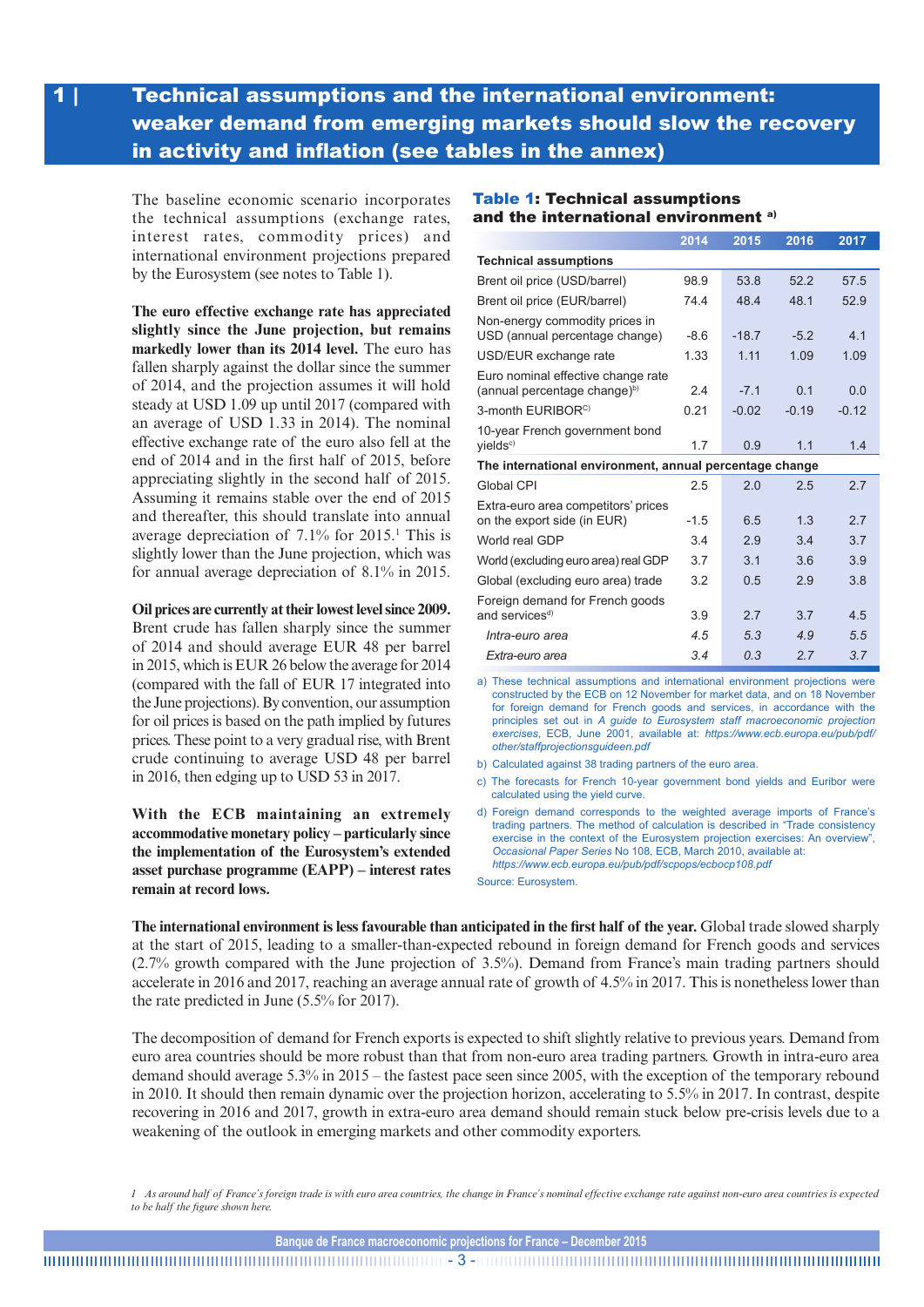# 1 | Technical assumptions and the international environment: weaker demand from emerging markets should slow the recovery in activity and inflation (see tables in the annex)

The baseline economic scenario incorporates the technical assumptions (exchange rates, interest rates, commodity prices) and international environment projections prepared by the Eurosystem (see notes to Table 1).

**The euro effective exchange rate has appreciated slightly since the June projection, but remains markedly lower than its 2014 level.** The euro has fallen sharply against the dollar since the summer of 2014, and the projection assumes it will hold steady at USD 1.09 up until 2017 (compared with an average of USD 1.33 in 2014). The nominal effective exchange rate of the euro also fell at the end of 2014 and in the first half of 2015, before appreciating slightly in the second half of 2015. Assuming it remains stable over the end of 2015 and thereafter, this should translate into annual average depreciation of 7.1% for 2015.[1] This is slightly lower than the June projection, which was for annual average depreciation of 8.1% in 2015.

**Oil prices are currently at their lowest level since 2009.** Brent crude has fallen sharply since the summer of 2014 and should average EUR 48 per barrel in 2015, which is EUR 26 below the average for 2014 (compared with the fall of EUR 17 integrated into the June projections). By convention, our assumption for oil prices is based on the path implied by futures prices. These point to a very gradual rise, with Brent crude continuing to average USD 48 per barrel in 2016, then edging up to USD 53 in 2017.

**With the ECB maintaining an extremely accommodative monetary policy – particularly since the implementation of the Eurosystem's extended asset purchase programme (EAPP) – interest rates remain at record lows.**

**Table 1: Technical assumptions and the international environment** [a]

| | 2014 | 2015 | 2016 | 2017 |
|---|---|---|---|---|
| **Technical assumptions** | | | | |
| Brent oil price (USD/barrel) | 98.9 | 53.8 | 52.2 | 57.5 |
| Brent oil price (EUR/barrel) | 74.4 | 48.4 | 48.1 | 52.9 |
| Non-energy commodity prices in USD (annual percentage change) | -8.6 | -18.7 | -5.2 | 4.1 |
| USD/EUR exchange rate | 1.33 | 1.11 | 1.09 | 1.09 |
| Euro nominal effective change rate (annual percentage change)[b] | 2.4 | -7.1 | 0.1 | 0.0 |
| 3-month EURIBOR[c] | 0.21 | -0.02 | -0.19 | -0.12 |
| 10-year French government bond yields[c] | 1.7 | 0.9 | 1.1 | 1.4 |
| **The international environment, annual percentage change** | | | | |
| Global CPI | 2.5 | 2.0 | 2.5 | 2.7 |
| Extra-euro area competitors' prices on the export side (in EUR) | -1.5 | 6.5 | 1.3 | 2.7 |
| World real GDP | 3.4 | 2.9 | 3.4 | 3.7 |
| World (excluding euro area) real GDP | 3.7 | 3.1 | 3.6 | 3.9 |
| Global (excluding euro area) trade | 3.2 | 0.5 | 2.9 | 3.8 |
| Foreign demand for French goods and services[d] | 3.9 | 2.7 | 3.7 | 4.5 |
| *Intra-euro area* | *4.5* | *5.3* | *4.9* | *5.5* |
| *Extra-euro area* | *3.4* | *0.3* | *2.7* | *3.7* |

a) These technical assumptions and international environment projections were constructed by the ECB on 12 November for market data, and on 18 November for foreign demand for French goods and services, in accordance with the principles set out in *A guide to Eurosystem staff macroeconomic projection exercises*, ECB, June 2001, available at: *https://www.ecb.europa.eu/pub/pdf/other/staffprojectionsguideen.pdf*

b) Calculated against 38 trading partners of the euro area.

c) The forecasts for French 10-year government bond yields and Euribor were calculated using the yield curve.

d) Foreign demand corresponds to the weighted average imports of France's trading partners. The method of calculation is described in "Trade consistency exercise in the context of the Eurosystem projection exercises: An overview", *Occasional Paper Series* No 108, ECB, March 2010, available at: *https://www.ecb.europa.eu/pub/pdf/scpops/ecbocp108.pdf*

Source: Eurosystem.

**The international environment is less favourable than anticipated in the first half of the year.** Global trade slowed sharply at the start of 2015, leading to a smaller-than-expected rebound in foreign demand for French goods and services (2.7% growth compared with the June projection of 3.5%). Demand from France's main trading partners should accelerate in 2016 and 2017, reaching an average annual rate of growth of 4.5% in 2017. This is nonetheless lower than the rate predicted in June (5.5% for 2017).

The decomposition of demand for French exports is expected to shift slightly relative to previous years. Demand from euro area countries should be more robust than that from non-euro area trading partners. Growth in intra-euro area demand should average 5.3% in 2015 – the fastest pace seen since 2005, with the exception of the temporary rebound in 2010. It should then remain dynamic over the projection horizon, accelerating to 5.5% in 2017. In contrast, despite recovering in 2016 and 2017, growth in extra-euro area demand should remain stuck below pre-crisis levels due to a weakening of the outlook in emerging markets and other commodity exporters.

1 *As around half of France's foreign trade is with euro area countries, the change in France's nominal effective exchange rate against non-euro area countries is expected to be half the figure shown here.*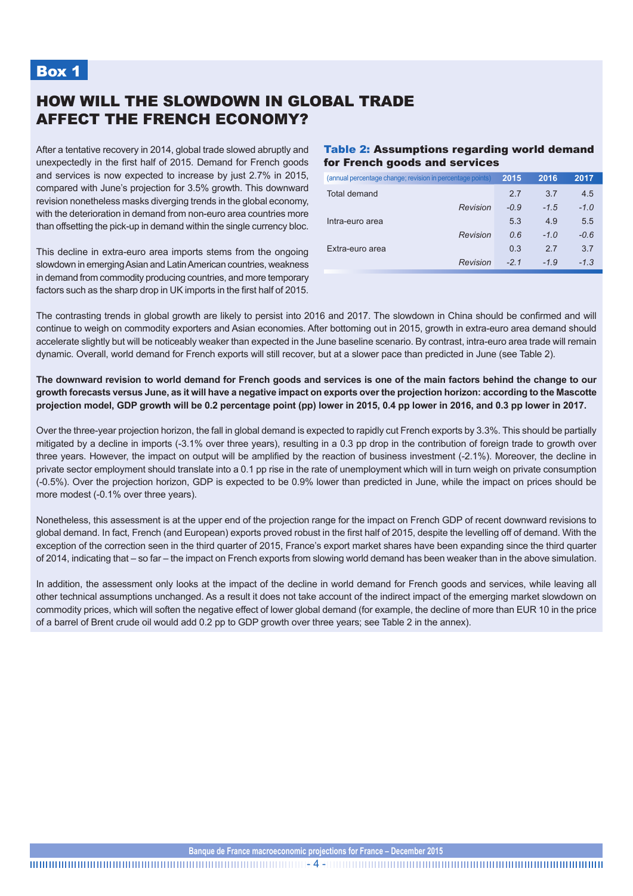## Box 1

# HOW WILL THE SLOWDOWN IN GLOBAL TRADE AFFECT THE FRENCH ECONOMY?

After a tentative recovery in 2014, global trade slowed abruptly and unexpectedly in the first half of 2015. Demand for French goods and services is now expected to increase by just 2.7% in 2015, compared with June's projection for 3.5% growth. This downward revision nonetheless masks diverging trends in the global economy, with the deterioration in demand from non-euro area countries more than offsetting the pick-up in demand within the single currency bloc.

This decline in extra-euro area imports stems from the ongoing slowdown in emerging Asian and Latin American countries, weakness in demand from commodity producing countries, and more temporary factors such as the sharp drop in UK imports in the first half of 2015.

**Table 2: Assumptions regarding world demand for French goods and services**

| (annual percentage change; revision in percentage points) | | 2015 | 2016 | 2017 |
|---|---|---|---|---|
| Total demand | | 2.7 | 3.7 | 4.5 |
| | *Revision* | *-0.9* | *-1.5* | *-1.0* |
| Intra-euro area | | 5.3 | 4.9 | 5.5 |
| | *Revision* | *0.6* | *-1.0* | *-0.6* |
| Extra-euro area | | 0.3 | 2.7 | 3.7 |
| | *Revision* | *-2.1* | *-1.9* | *-1.3* |

The contrasting trends in global growth are likely to persist into 2016 and 2017. The slowdown in China should be confirmed and will continue to weigh on commodity exporters and Asian economies. After bottoming out in 2015, growth in extra-euro area demand should accelerate slightly but will be noticeably weaker than expected in the June baseline scenario. By contrast, intra-euro area trade will remain dynamic. Overall, world demand for French exports will still recover, but at a slower pace than predicted in June (see Table 2).

**The downward revision to world demand for French goods and services is one of the main factors behind the change to our growth forecasts versus June, as it will have a negative impact on exports over the projection horizon: according to the Mascotte projection model, GDP growth will be 0.2 percentage point (pp) lower in 2015, 0.4 pp lower in 2016, and 0.3 pp lower in 2017.**

Over the three-year projection horizon, the fall in global demand is expected to rapidly cut French exports by 3.3%. This should be partially mitigated by a decline in imports (-3.1% over three years), resulting in a 0.3 pp drop in the contribution of foreign trade to growth over three years. However, the impact on output will be amplified by the reaction of business investment (-2.1%). Moreover, the decline in private sector employment should translate into a 0.1 pp rise in the rate of unemployment which will in turn weigh on private consumption (-0.5%). Over the projection horizon, GDP is expected to be 0.9% lower than predicted in June, while the impact on prices should be more modest (-0.1% over three years).

Nonetheless, this assessment is at the upper end of the projection range for the impact on French GDP of recent downward revisions to global demand. In fact, French (and European) exports proved robust in the first half of 2015, despite the levelling off of demand. With the exception of the correction seen in the third quarter of 2015, France's export market shares have been expanding since the third quarter of 2014, indicating that – so far – the impact on French exports from slowing world demand has been weaker than in the above simulation.

In addition, the assessment only looks at the impact of the decline in world demand for French goods and services, while leaving all other technical assumptions unchanged. As a result it does not take account of the indirect impact of the emerging market slowdown on commodity prices, which will soften the negative effect of lower global demand (for example, the decline of more than EUR 10 in the price of a barrel of Brent crude oil would add 0.2 pp to GDP growth over three years; see Table 2 in the annex).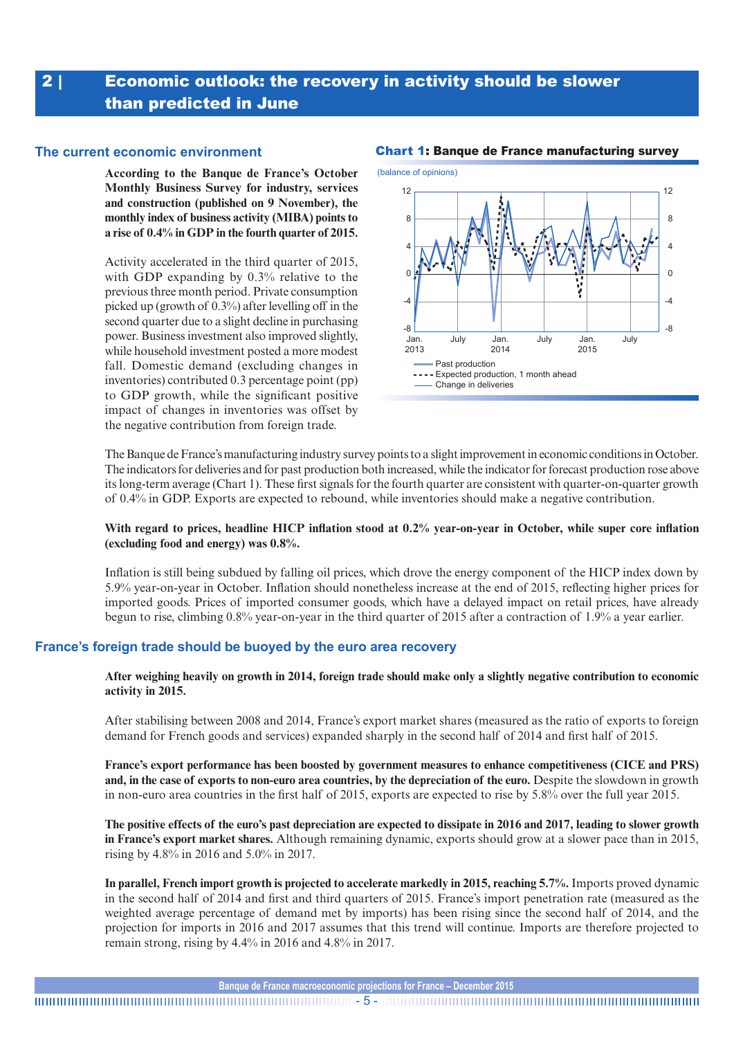## 2 | Economic outlook: the recovery in activity should be slower than predicted in June

### The current economic environment

**According to the Banque de France's October Monthly Business Survey for industry, services and construction (published on 9 November), the monthly index of business activity (MIBA) points to a rise of 0.4% in GDP in the fourth quarter of 2015.**

Activity accelerated in the third quarter of 2015, with GDP expanding by 0.3% relative to the previous three month period. Private consumption picked up (growth of 0.3%) after levelling off in the second quarter due to a slight decline in purchasing power. Business investment also improved slightly, while household investment posted a more modest fall. Domestic demand (excluding changes in inventories) contributed 0.3 percentage point (pp) to GDP growth, while the significant positive impact of changes in inventories was offset by the negative contribution from foreign trade.

**Chart 1: Banque de France manufacturing survey**

(balance of opinions)

Past production
Expected production, 1 month ahead
Change in deliveries

The Banque de France's manufacturing industry survey points to a slight improvement in economic conditions in October. The indicators for deliveries and for past production both increased, while the indicator for forecast production rose above its long-term average (Chart 1). These first signals for the fourth quarter are consistent with quarter-on-quarter growth of 0.4% in GDP. Exports are expected to rebound, while inventories should make a negative contribution.

**With regard to prices, headline HICP inflation stood at 0.2% year-on-year in October, while super core inflation (excluding food and energy) was 0.8%.**

Inflation is still being subdued by falling oil prices, which drove the energy component of the HICP index down by 5.9% year-on-year in October. Inflation should nonetheless increase at the end of 2015, reflecting higher prices for imported goods. Prices of imported consumer goods, which have a delayed impact on retail prices, have already begun to rise, climbing 0.8% year-on-year in the third quarter of 2015 after a contraction of 1.9% a year earlier.

### France's foreign trade should be buoyed by the euro area recovery

**After weighing heavily on growth in 2014, foreign trade should make only a slightly negative contribution to economic activity in 2015.**

After stabilising between 2008 and 2014, France's export market shares (measured as the ratio of exports to foreign demand for French goods and services) expanded sharply in the second half of 2014 and first half of 2015.

**France's export performance has been boosted by government measures to enhance competitiveness (CICE and PRS) and, in the case of exports to non-euro area countries, by the depreciation of the euro.** Despite the slowdown in growth in non-euro area countries in the first half of 2015, exports are expected to rise by 5.8% over the full year 2015.

**The positive effects of the euro's past depreciation are expected to dissipate in 2016 and 2017, leading to slower growth in France's export market shares.** Although remaining dynamic, exports should grow at a slower pace than in 2015, rising by 4.8% in 2016 and 5.0% in 2017.

**In parallel, French import growth is projected to accelerate markedly in 2015, reaching 5.7%.** Imports proved dynamic in the second half of 2014 and first and third quarters of 2015. France's import penetration rate (measured as the weighted average percentage of demand met by imports) has been rising since the second half of 2014, and the projection for imports in 2016 and 2017 assumes that this trend will continue. Imports are therefore projected to remain strong, rising by 4.4% in 2016 and 4.8% in 2017.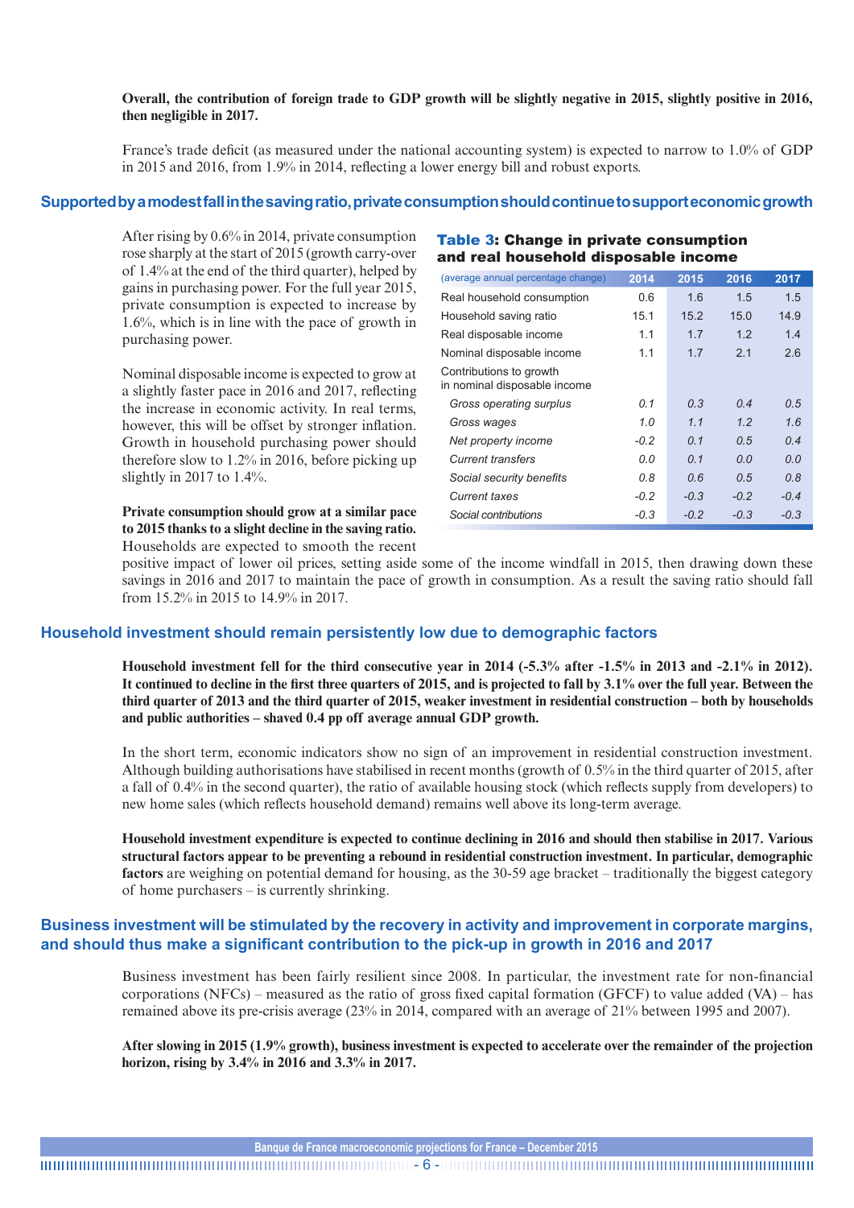**Overall, the contribution of foreign trade to GDP growth will be slightly negative in 2015, slightly positive in 2016, then negligible in 2017.**

France's trade deficit (as measured under the national accounting system) is expected to narrow to 1.0% of GDP in 2015 and 2016, from 1.9% in 2014, reflecting a lower energy bill and robust exports.

## Supported by a modest fall in the saving ratio, private consumption should continue to support economic growth

After rising by 0.6% in 2014, private consumption rose sharply at the start of 2015 (growth carry-over of 1.4% at the end of the third quarter), helped by gains in purchasing power. For the full year 2015, private consumption is expected to increase by 1.6%, which is in line with the pace of growth in purchasing power.

Nominal disposable income is expected to grow at a slightly faster pace in 2016 and 2017, reflecting the increase in economic activity. In real terms, however, this will be offset by stronger inflation. Growth in household purchasing power should therefore slow to 1.2% in 2016, before picking up slightly in 2017 to 1.4%.

**Table 3: Change in private consumption and real household disposable income**

| (average annual percentage change) | 2014 | 2015 | 2016 | 2017 |
|---|---|---|---|---|
| Real household consumption | 0.6 | 1.6 | 1.5 | 1.5 |
| Household saving ratio | 15.1 | 15.2 | 15.0 | 14.9 |
| Real disposable income | 1.1 | 1.7 | 1.2 | 1.4 |
| Nominal disposable income | 1.1 | 1.7 | 2.1 | 2.6 |
| Contributions to growth in nominal disposable income | | | | |
| *Gross operating surplus* | *0.1* | *0.3* | *0.4* | *0.5* |
| *Gross wages* | *1.0* | *1.1* | *1.2* | *1.6* |
| *Net property income* | *-0.2* | *0.1* | *0.5* | *0.4* |
| *Current transfers* | *0.0* | *0.1* | *0.0* | *0.0* |
| *Social security benefits* | *0.8* | *0.6* | *0.5* | *0.8* |
| *Current taxes* | *-0.2* | *-0.3* | *-0.2* | *-0.4* |
| *Social contributions* | *-0.3* | *-0.2* | *-0.3* | *-0.3* |

**Private consumption should grow at a similar pace to 2015 thanks to a slight decline in the saving ratio.** Households are expected to smooth the recent positive impact of lower oil prices, setting aside some of the income windfall in 2015, then drawing down these savings in 2016 and 2017 to maintain the pace of growth in consumption. As a result the saving ratio should fall from 15.2% in 2015 to 14.9% in 2017.

## Household investment should remain persistently low due to demographic factors

**Household investment fell for the third consecutive year in 2014 (-5.3% after -1.5% in 2013 and -2.1% in 2012). It continued to decline in the first three quarters of 2015, and is projected to fall by 3.1% over the full year. Between the third quarter of 2013 and the third quarter of 2015, weaker investment in residential construction – both by households and public authorities – shaved 0.4 pp off average annual GDP growth.**

In the short term, economic indicators show no sign of an improvement in residential construction investment. Although building authorisations have stabilised in recent months (growth of 0.5% in the third quarter of 2015, after a fall of 0.4% in the second quarter), the ratio of available housing stock (which reflects supply from developers) to new home sales (which reflects household demand) remains well above its long-term average.

**Household investment expenditure is expected to continue declining in 2016 and should then stabilise in 2017. Various structural factors appear to be preventing a rebound in residential construction investment. In particular, demographic factors** are weighing on potential demand for housing, as the 30-59 age bracket – traditionally the biggest category of home purchasers – is currently shrinking.

## Business investment will be stimulated by the recovery in activity and improvement in corporate margins, and should thus make a significant contribution to the pick-up in growth in 2016 and 2017

Business investment has been fairly resilient since 2008. In particular, the investment rate for non-financial corporations (NFCs) – measured as the ratio of gross fixed capital formation (GFCF) to value added (VA) – has remained above its pre-crisis average (23% in 2014, compared with an average of 21% between 1995 and 2007).

**After slowing in 2015 (1.9% growth), business investment is expected to accelerate over the remainder of the projection horizon, rising by 3.4% in 2016 and 3.3% in 2017.**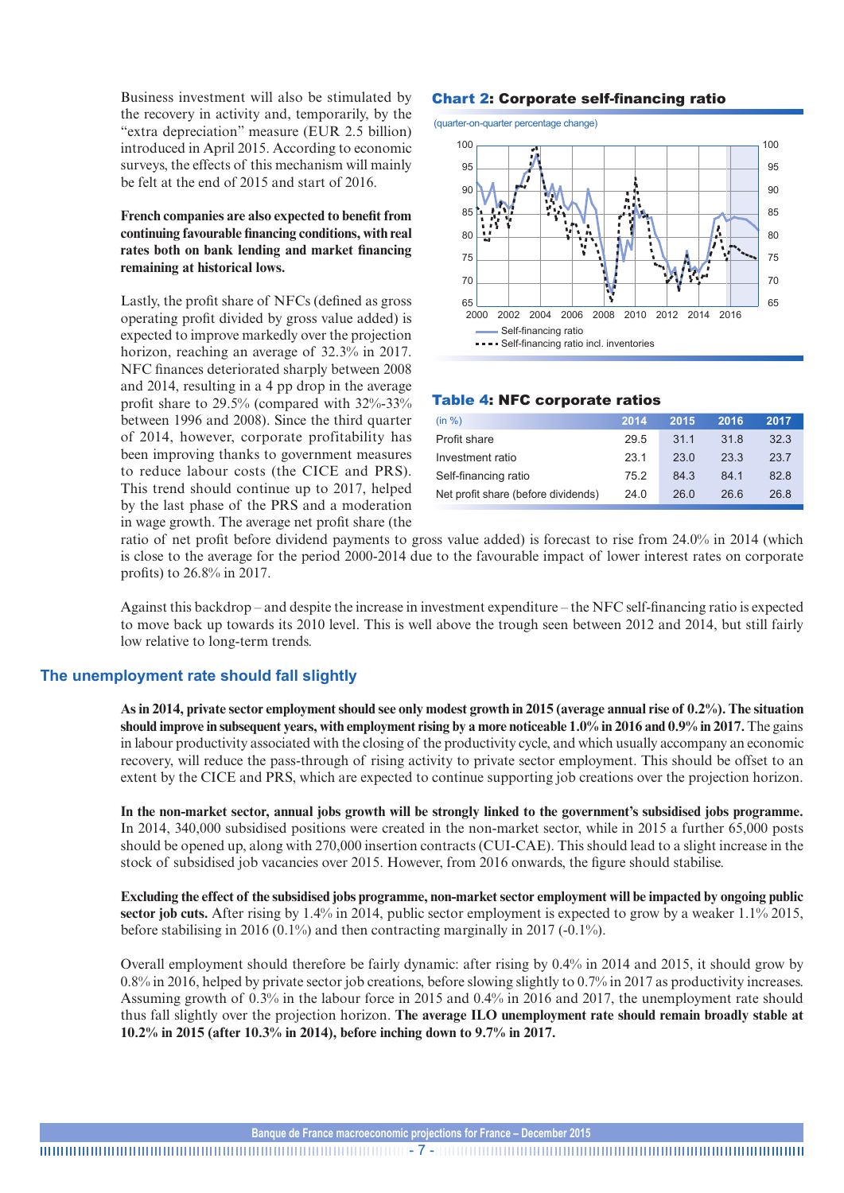Business investment will also be stimulated by the recovery in activity and, temporarily, by the "extra depreciation" measure (EUR 2.5 billion) introduced in April 2015. According to economic surveys, the effects of this mechanism will mainly be felt at the end of 2015 and start of 2016.

**French companies are also expected to benefit from continuing favourable financing conditions, with real rates both on bank lending and market financing remaining at historical lows.**

Lastly, the profit share of NFCs (defined as gross operating profit divided by gross value added) is expected to improve markedly over the projection horizon, reaching an average of 32.3% in 2017. NFC finances deteriorated sharply between 2008 and 2014, resulting in a 4 pp drop in the average profit share to 29.5% (compared with 32%-33% between 1996 and 2008). Since the third quarter of 2014, however, corporate profitability has been improving thanks to government measures to reduce labour costs (the CICE and PRS). This trend should continue up to 2017, helped by the last phase of the PRS and a moderation in wage growth. The average net profit share (the ratio of net profit before dividend payments to gross value added) is forecast to rise from 24.0% in 2014 (which is close to the average for the period 2000-2014 due to the favourable impact of lower interest rates on corporate profits) to 26.8% in 2017.

**Chart 2: Corporate self-financing ratio**

(quarter-on-quarter percentage change)

Self-financing ratio

Self-financing ratio incl. inventories

**Table 4: NFC corporate ratios**

| (in %) | 2014 | 2015 | 2016 | 2017 |
|---|---|---|---|---|
| Profit share | 29.5 | 31.1 | 31.8 | 32.3 |
| Investment ratio | 23.1 | 23.0 | 23.3 | 23.7 |
| Self-financing ratio | 75.2 | 84.3 | 84.1 | 82.8 |
| Net profit share (before dividends) | 24.0 | 26.0 | 26.6 | 26.8 |

Against this backdrop – and despite the increase in investment expenditure – the NFC self-financing ratio is expected to move back up towards its 2010 level. This is well above the trough seen between 2012 and 2014, but still fairly low relative to long-term trends.

## The unemployment rate should fall slightly

**As in 2014, private sector employment should see only modest growth in 2015 (average annual rise of 0.2%). The situation should improve in subsequent years, with employment rising by a more noticeable 1.0% in 2016 and 0.9% in 2017.** The gains in labour productivity associated with the closing of the productivity cycle, and which usually accompany an economic recovery, will reduce the pass-through of rising activity to private sector employment. This should be offset to an extent by the CICE and PRS, which are expected to continue supporting job creations over the projection horizon.

**In the non-market sector, annual jobs growth will be strongly linked to the government's subsidised jobs programme.** In 2014, 340,000 subsidised positions were created in the non-market sector, while in 2015 a further 65,000 posts should be opened up, along with 270,000 insertion contracts (CUI-CAE). This should lead to a slight increase in the stock of subsidised job vacancies over 2015. However, from 2016 onwards, the figure should stabilise.

**Excluding the effect of the subsidised jobs programme, non-market sector employment will be impacted by ongoing public sector job cuts.** After rising by 1.4% in 2014, public sector employment is expected to grow by a weaker 1.1% 2015, before stabilising in 2016 (0.1%) and then contracting marginally in 2017 (-0.1%).

Overall employment should therefore be fairly dynamic: after rising by 0.4% in 2014 and 2015, it should grow by 0.8% in 2016, helped by private sector job creations, before slowing slightly to 0.7% in 2017 as productivity increases. Assuming growth of 0.3% in the labour force in 2015 and 0.4% in 2016 and 2017, the unemployment rate should thus fall slightly over the projection horizon. **The average ILO unemployment rate should remain broadly stable at 10.2% in 2015 (after 10.3% in 2014), before inching down to 9.7% in 2017.**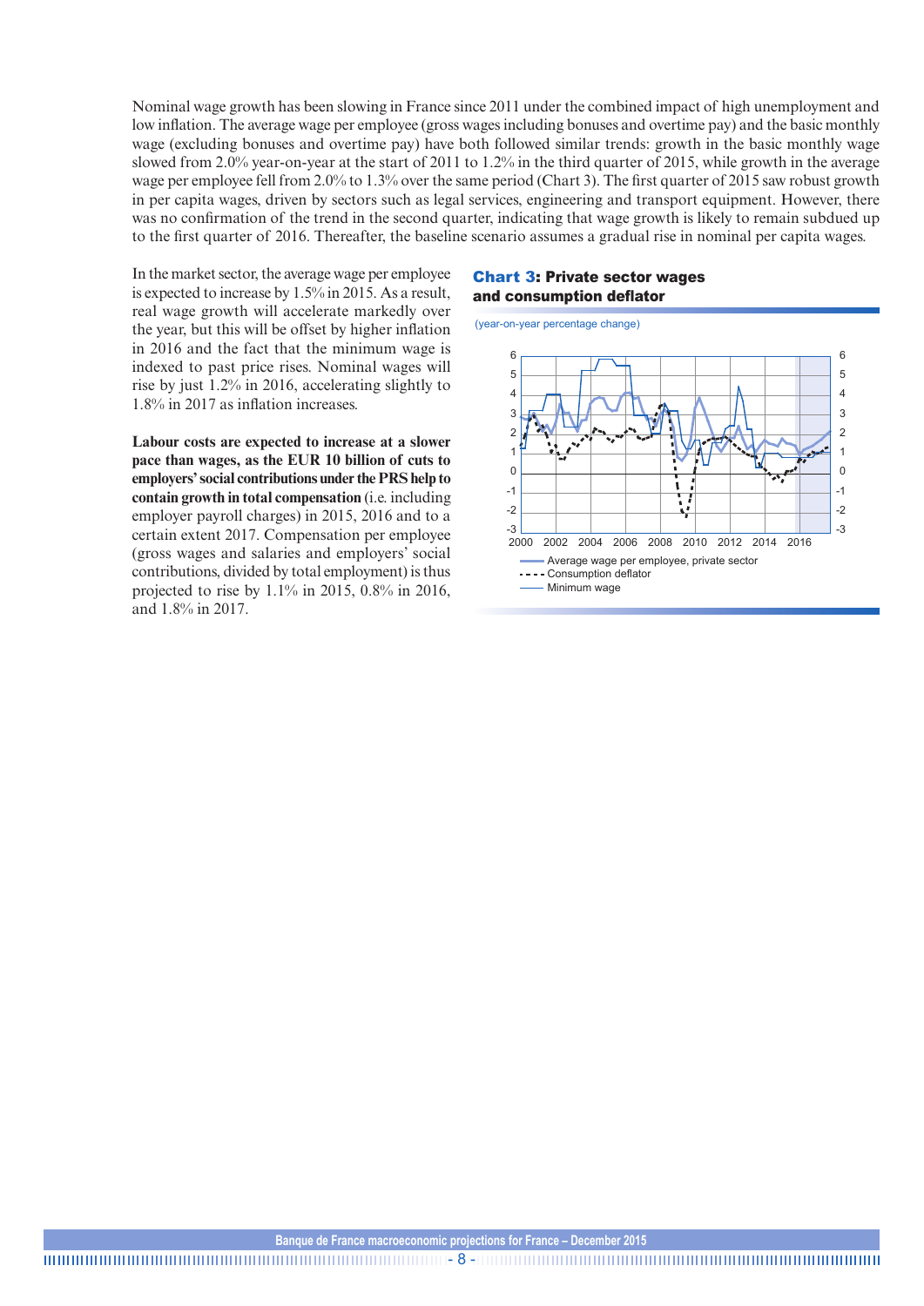Nominal wage growth has been slowing in France since 2011 under the combined impact of high unemployment and low inflation. The average wage per employee (gross wages including bonuses and overtime pay) and the basic monthly wage (excluding bonuses and overtime pay) have both followed similar trends: growth in the basic monthly wage slowed from 2.0% year-on-year at the start of 2011 to 1.2% in the third quarter of 2015, while growth in the average wage per employee fell from 2.0% to 1.3% over the same period (Chart 3). The first quarter of 2015 saw robust growth in per capita wages, driven by sectors such as legal services, engineering and transport equipment. However, there was no confirmation of the trend in the second quarter, indicating that wage growth is likely to remain subdued up to the first quarter of 2016. Thereafter, the baseline scenario assumes a gradual rise in nominal per capita wages.

In the market sector, the average wage per employee is expected to increase by 1.5% in 2015. As a result, real wage growth will accelerate markedly over the year, but this will be offset by higher inflation in 2016 and the fact that the minimum wage is indexed to past price rises. Nominal wages will rise by just 1.2% in 2016, accelerating slightly to 1.8% in 2017 as inflation increases.

**Labour costs are expected to increase at a slower pace than wages, as the EUR 10 billion of cuts to employers' social contributions under the PRS help to contain growth in total compensation** (i.e. including employer payroll charges) in 2015, 2016 and to a certain extent 2017. Compensation per employee (gross wages and salaries and employers' social contributions, divided by total employment) is thus projected to rise by 1.1% in 2015, 0.8% in 2016, and 1.8% in 2017.

**Chart 3: Private sector wages and consumption deflator**

(year-on-year percentage change)

Legend: Average wage per employee, private sector; Consumption deflator; Minimum wage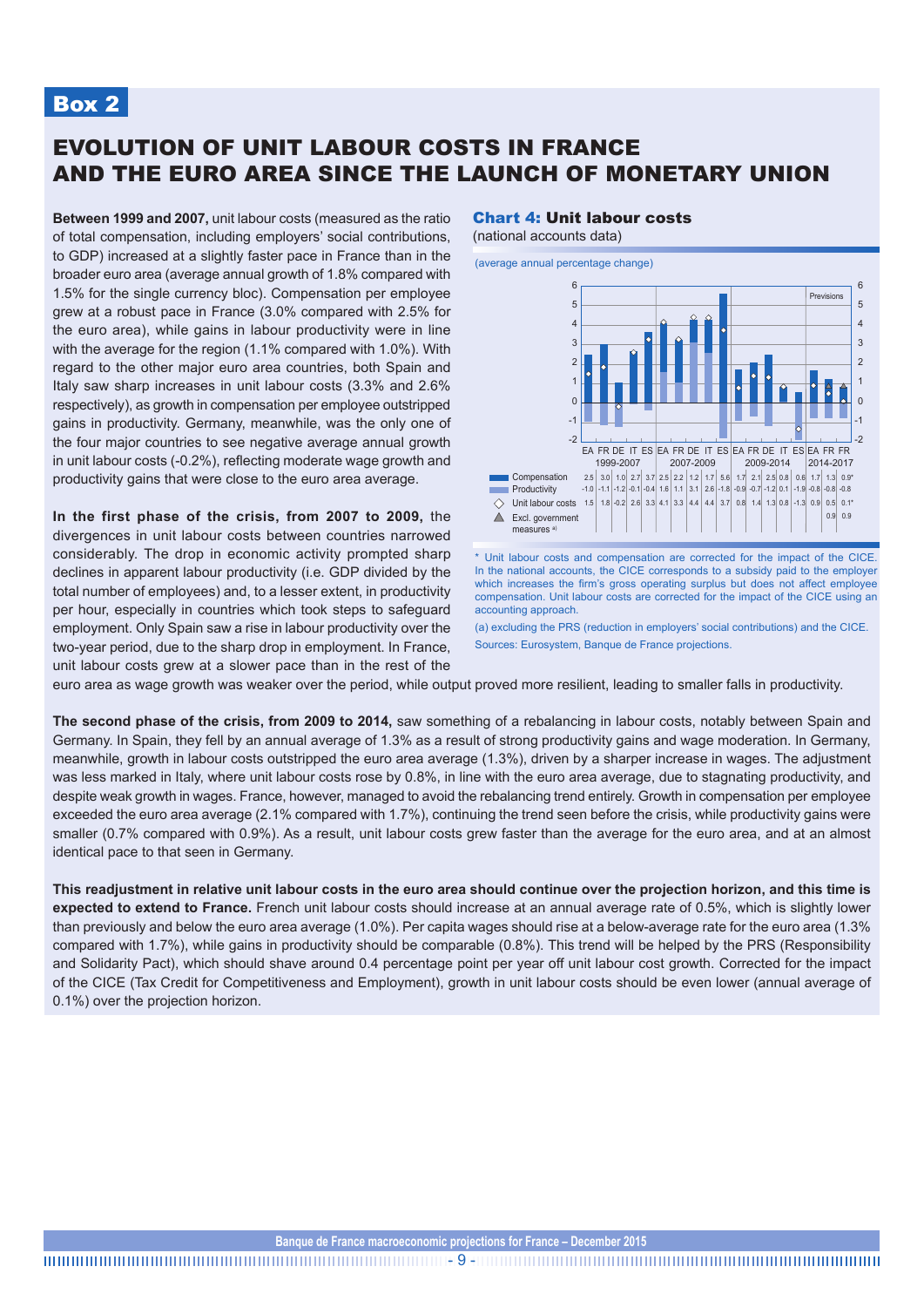## Box 2

# EVOLUTION OF UNIT LABOUR COSTS IN FRANCE AND THE EURO AREA SINCE THE LAUNCH OF MONETARY UNION

**Between 1999 and 2007,** unit labour costs (measured as the ratio of total compensation, including employers' social contributions, to GDP) increased at a slightly faster pace in France than in the broader euro area (average annual growth of 1.8% compared with 1.5% for the single currency bloc). Compensation per employee grew at a robust pace in France (3.0% compared with 2.5% for the euro area), while gains in labour productivity were in line with the average for the region (1.1% compared with 1.0%). With regard to the other major euro area countries, both Spain and Italy saw sharp increases in unit labour costs (3.3% and 2.6% respectively), as growth in compensation per employee outstripped gains in productivity. Germany, meanwhile, was the only one of the four major countries to see negative average annual growth in unit labour costs (-0.2%), reflecting moderate wage growth and productivity gains that were close to the euro area average.

**In the first phase of the crisis, from 2007 to 2009,** the divergences in unit labour costs between countries narrowed considerably. The drop in economic activity prompted sharp declines in apparent labour productivity (i.e. GDP divided by the total number of employees) and, to a lesser extent, in productivity per hour, especially in countries which took steps to safeguard employment. Only Spain saw a rise in labour productivity over the two-year period, due to the sharp drop in employment. In France, unit labour costs grew at a slower pace than in the rest of the euro area as wage growth was weaker over the period, while output proved more resilient, leading to smaller falls in productivity.

**Chart 4: Unit labour costs**
(national accounts data)

(average annual percentage change)

| | 1999-2007 | | | | | 2007-2009 | | | | | 2009-2014 | | | | | 2014-2017 (Previsions) | |
|---|---|---|---|---|---|---|---|---|---|---|---|---|---|---|---|---|---|
| | EA | FR | DE | IT | ES | EA | FR | DE | IT | ES | EA | FR | DE | IT | ES | EA | FR | FR |
| Compensation | 2.5 | 3.0 | 1.0 | 2.7 | 3.7 | 2.5 | 2.2 | 1.2 | 1.7 | 5.6 | 1.7 | 2.1 | 2.5 | 0.8 | 0.6 | 1.7 | 1.3 | 0.9* |
| Productivity | -1.0 | -1.1 | -1.2 | -0.1 | -0.4 | 1.6 | 1.1 | 3.1 | 2.6 | -1.8 | -0.9 | -0.7 | -1.2 | 0.1 | -1.9 | -0.8 | -0.8 | -0.8 |
| Unit labour costs | 1.5 | 1.8 | -0.2 | 2.6 | 3.3 | 4.1 | 3.3 | 4.4 | 4.4 | 3.7 | 0.8 | 1.4 | 1.3 | 0.8 | -1.3 | 0.9 | 0.5 | 0.1* |
| Excl. government measures (a) | | | | | | | | | | | | | | | | | 0.9 | 0.9 |

\* Unit labour costs and compensation are corrected for the impact of the CICE. In the national accounts, the CICE corresponds to a subsidy paid to the employer which increases the firm's gross operating surplus but does not affect employee compensation. Unit labour costs are corrected for the impact of the CICE using an accounting approach.

(a) excluding the PRS (reduction in employers' social contributions) and the CICE.

Sources: Eurosystem, Banque de France projections.

**The second phase of the crisis, from 2009 to 2014,** saw something of a rebalancing in labour costs, notably between Spain and Germany. In Spain, they fell by an annual average of 1.3% as a result of strong productivity gains and wage moderation. In Germany, meanwhile, growth in labour costs outstripped the euro area average (1.3%), driven by a sharper increase in wages. The adjustment was less marked in Italy, where unit labour costs rose by 0.8%, in line with the euro area average, due to stagnating productivity, and despite weak growth in wages. France, however, managed to avoid the rebalancing trend entirely. Growth in compensation per employee exceeded the euro area average (2.1% compared with 1.7%), continuing the trend seen before the crisis, while productivity gains were smaller (0.7% compared with 0.9%). As a result, unit labour costs grew faster than the average for the euro area, and at an almost identical pace to that seen in Germany.

**This readjustment in relative unit labour costs in the euro area should continue over the projection horizon, and this time is expected to extend to France.** French unit labour costs should increase at an annual average rate of 0.5%, which is slightly lower than previously and below the euro area average (1.0%). Per capita wages should rise at a below-average rate for the euro area (1.3% compared with 1.7%), while gains in productivity should be comparable (0.8%). This trend will be helped by the PRS (Responsibility and Solidarity Pact), which should shave around 0.4 percentage point per year off unit labour cost growth. Corrected for the impact of the CICE (Tax Credit for Competitiveness and Employment), growth in unit labour costs should be even lower (annual average of 0.1%) over the projection horizon.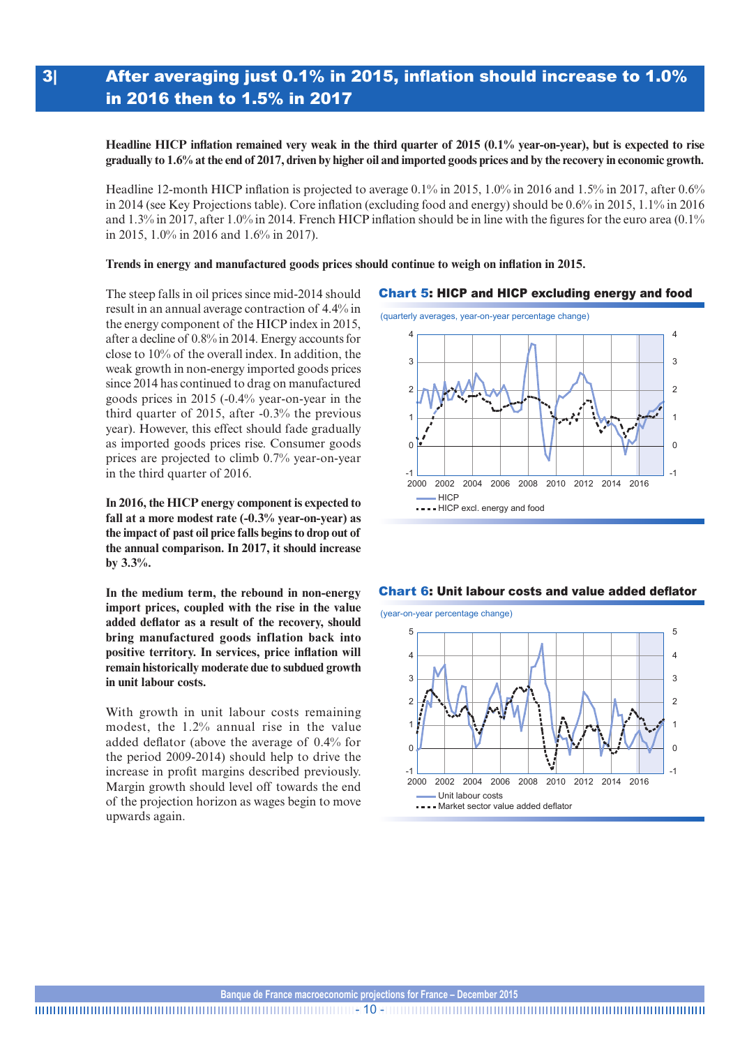## 3| After averaging just 0.1% in 2015, inflation should increase to 1.0% in 2016 then to 1.5% in 2017

**Headline HICP inflation remained very weak in the third quarter of 2015 (0.1% year-on-year), but is expected to rise gradually to 1.6% at the end of 2017, driven by higher oil and imported goods prices and by the recovery in economic growth.**

Headline 12-month HICP inflation is projected to average 0.1% in 2015, 1.0% in 2016 and 1.5% in 2017, after 0.6% in 2014 (see Key Projections table). Core inflation (excluding food and energy) should be 0.6% in 2015, 1.1% in 2016 and 1.3% in 2017, after 1.0% in 2014. French HICP inflation should be in line with the figures for the euro area (0.1% in 2015, 1.0% in 2016 and 1.6% in 2017).

**Trends in energy and manufactured goods prices should continue to weigh on inflation in 2015.**

The steep falls in oil prices since mid-2014 should result in an annual average contraction of 4.4% in the energy component of the HICP index in 2015, after a decline of 0.8% in 2014. Energy accounts for close to 10% of the overall index. In addition, the weak growth in non-energy imported goods prices since 2014 has continued to drag on manufactured goods prices in 2015 (-0.4% year-on-year in the third quarter of 2015, after -0.3% the previous year). However, this effect should fade gradually as imported goods prices rise. Consumer goods prices are projected to climb 0.7% year-on-year in the third quarter of 2016.

**In 2016, the HICP energy component is expected to fall at a more modest rate (-0.3% year-on-year) as the impact of past oil price falls begins to drop out of the annual comparison. In 2017, it should increase by 3.3%.**

**In the medium term, the rebound in non-energy import prices, coupled with the rise in the value added deflator as a result of the recovery, should bring manufactured goods inflation back into positive territory. In services, price inflation will remain historically moderate due to subdued growth in unit labour costs.**

With growth in unit labour costs remaining modest, the 1.2% annual rise in the value added deflator (above the average of 0.4% for the period 2009-2014) should help to drive the increase in profit margins described previously. Margin growth should level off towards the end of the projection horizon as wages begin to move upwards again.

**Chart 5: HICP and HICP excluding energy and food**

(quarterly averages, year-on-year percentage change)

HICP
HICP excl. energy and food

**Chart 6: Unit labour costs and value added deflator**

(year-on-year percentage change)

Unit labour costs
Market sector value added deflator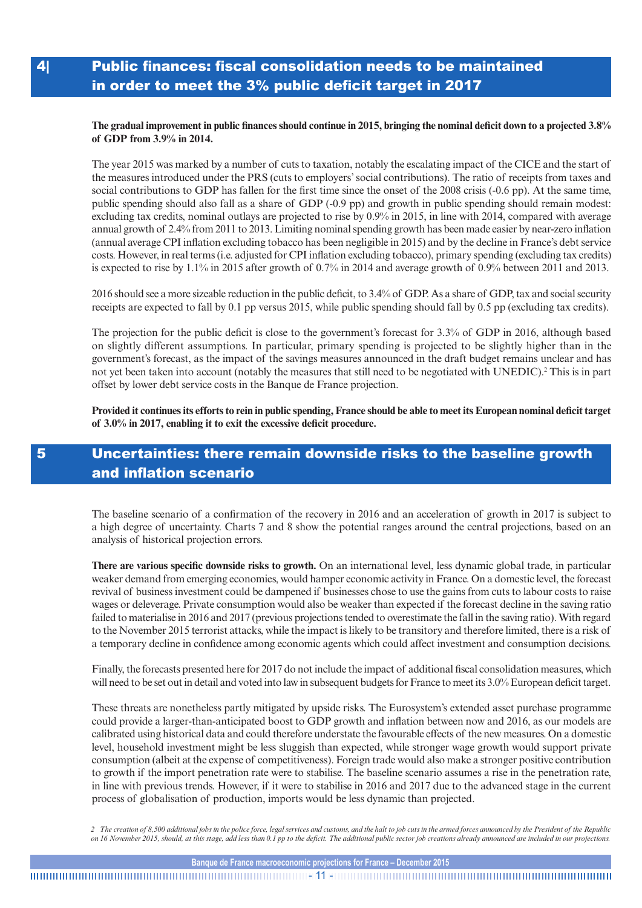## 4| Public finances: fiscal consolidation needs to be maintained in order to meet the 3% public deficit target in 2017

**The gradual improvement in public finances should continue in 2015, bringing the nominal deficit down to a projected 3.8% of GDP from 3.9% in 2014.**

The year 2015 was marked by a number of cuts to taxation, notably the escalating impact of the CICE and the start of the measures introduced under the PRS (cuts to employers' social contributions). The ratio of receipts from taxes and social contributions to GDP has fallen for the first time since the onset of the 2008 crisis (-0.6 pp). At the same time, public spending should also fall as a share of GDP (-0.9 pp) and growth in public spending should remain modest: excluding tax credits, nominal outlays are projected to rise by 0.9% in 2015, in line with 2014, compared with average annual growth of 2.4% from 2011 to 2013. Limiting nominal spending growth has been made easier by near-zero inflation (annual average CPI inflation excluding tobacco has been negligible in 2015) and by the decline in France's debt service costs. However, in real terms (i.e. adjusted for CPI inflation excluding tobacco), primary spending (excluding tax credits) is expected to rise by 1.1% in 2015 after growth of 0.7% in 2014 and average growth of 0.9% between 2011 and 2013.

2016 should see a more sizeable reduction in the public deficit, to 3.4% of GDP. As a share of GDP, tax and social security receipts are expected to fall by 0.1 pp versus 2015, while public spending should fall by 0.5 pp (excluding tax credits).

The projection for the public deficit is close to the government's forecast for 3.3% of GDP in 2016, although based on slightly different assumptions. In particular, primary spending is projected to be slightly higher than in the government's forecast, as the impact of the savings measures announced in the draft budget remains unclear and has not yet been taken into account (notably the measures that still need to be negotiated with UNEDIC).[2] This is in part offset by lower debt service costs in the Banque de France projection.

**Provided it continues its efforts to rein in public spending, France should be able to meet its European nominal deficit target of 3.0% in 2017, enabling it to exit the excessive deficit procedure.**

## 5 Uncertainties: there remain downside risks to the baseline growth and inflation scenario

The baseline scenario of a confirmation of the recovery in 2016 and an acceleration of growth in 2017 is subject to a high degree of uncertainty. Charts 7 and 8 show the potential ranges around the central projections, based on an analysis of historical projection errors.

**There are various specific downside risks to growth.** On an international level, less dynamic global trade, in particular weaker demand from emerging economies, would hamper economic activity in France. On a domestic level, the forecast revival of business investment could be dampened if businesses chose to use the gains from cuts to labour costs to raise wages or deleverage. Private consumption would also be weaker than expected if the forecast decline in the saving ratio failed to materialise in 2016 and 2017 (previous projections tended to overestimate the fall in the saving ratio). With regard to the November 2015 terrorist attacks, while the impact is likely to be transitory and therefore limited, there is a risk of a temporary decline in confidence among economic agents which could affect investment and consumption decisions.

Finally, the forecasts presented here for 2017 do not include the impact of additional fiscal consolidation measures, which will need to be set out in detail and voted into law in subsequent budgets for France to meet its 3.0% European deficit target.

These threats are nonetheless partly mitigated by upside risks. The Eurosystem's extended asset purchase programme could provide a larger-than-anticipated boost to GDP growth and inflation between now and 2016, as our models are calibrated using historical data and could therefore understate the favourable effects of the new measures. On a domestic level, household investment might be less sluggish than expected, while stronger wage growth would support private consumption (albeit at the expense of competitiveness). Foreign trade would also make a stronger positive contribution to growth if the import penetration rate were to stabilise. The baseline scenario assumes a rise in the penetration rate, in line with previous trends. However, if it were to stabilise in 2016 and 2017 due to the advanced stage in the current process of globalisation of production, imports would be less dynamic than projected.

*2 The creation of 8,500 additional jobs in the police force, legal services and customs, and the halt to job cuts in the armed forces announced by the President of the Republic on 16 November 2015, should, at this stage, add less than 0.1 pp to the deficit. The additional public sector job creations already announced are included in our projections.*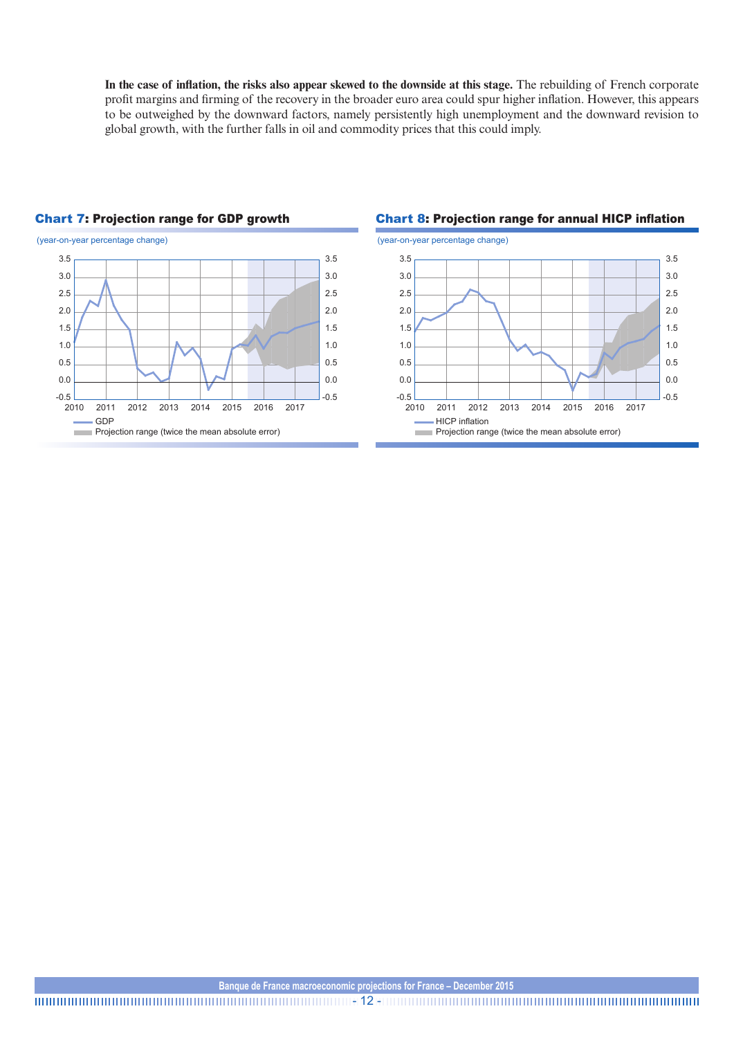**In the case of inflation, the risks also appear skewed to the downside at this stage.** The rebuilding of French corporate profit margins and firming of the recovery in the broader euro area could spur higher inflation. However, this appears to be outweighed by the downward factors, namely persistently high unemployment and the downward revision to global growth, with the further falls in oil and commodity prices that this could imply.

**Chart 7: Projection range for GDP growth**

(year-on-year percentage change)

GDP

Projection range (twice the mean absolute error)

**Chart 8: Projection range for annual HICP inflation**

(year-on-year percentage change)

HICP inflation

Projection range (twice the mean absolute error)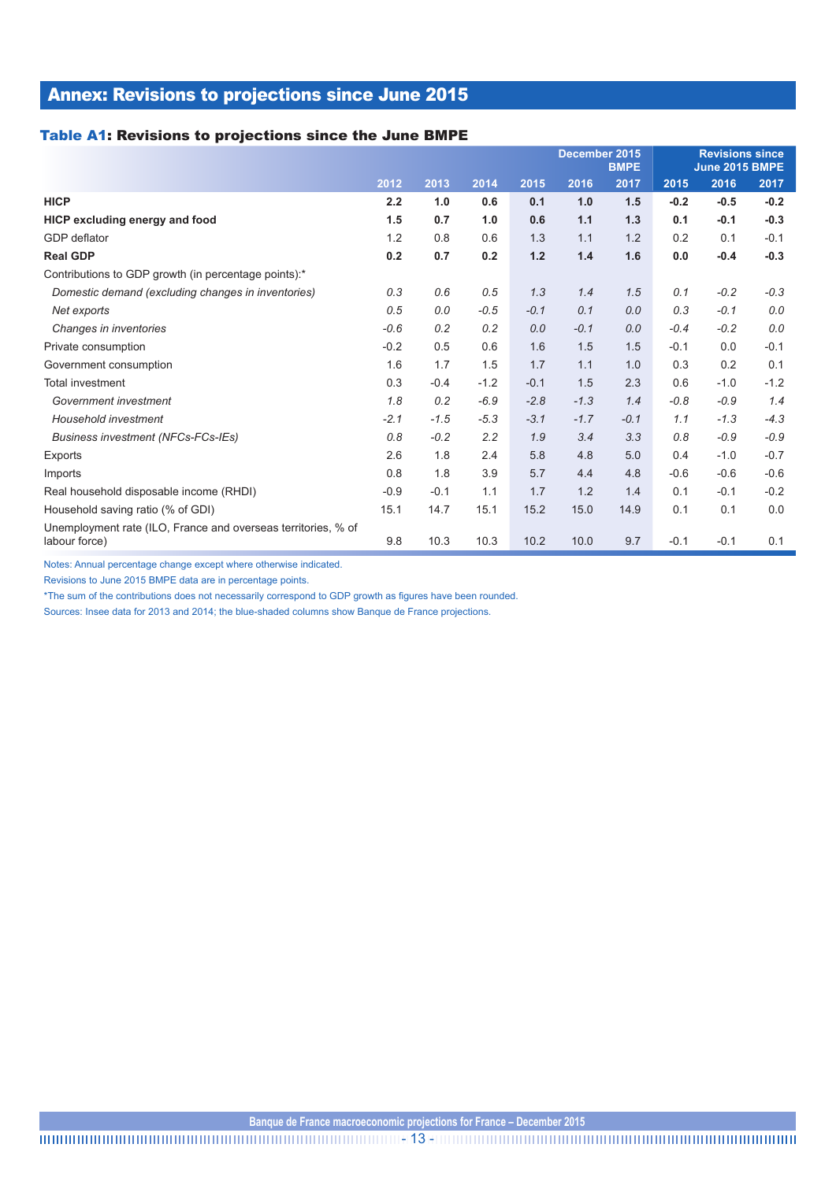## Annex: Revisions to projections since June 2015

### Table A1: Revisions to projections since the June BMPE

| | | | | December 2015 BMPE | | | Revisions since June 2015 BMPE | | |
|---|---|---|---|---|---|---|---|---|---|
| | 2012 | 2013 | 2014 | 2015 | 2016 | 2017 | 2015 | 2016 | 2017 |
| **HICP** | **2.2** | **1.0** | **0.6** | **0.1** | **1.0** | **1.5** | **-0.2** | **-0.5** | **-0.2** |
| **HICP excluding energy and food** | **1.5** | **0.7** | **1.0** | **0.6** | **1.1** | **1.3** | **0.1** | **-0.1** | **-0.3** |
| GDP deflator | 1.2 | 0.8 | 0.6 | 1.3 | 1.1 | 1.2 | 0.2 | 0.1 | -0.1 |
| **Real GDP** | **0.2** | **0.7** | **0.2** | **1.2** | **1.4** | **1.6** | **0.0** | **-0.4** | **-0.3** |
| Contributions to GDP growth (in percentage points):* | | | | | | | | | |
| *Domestic demand (excluding changes in inventories)* | *0.3* | *0.6* | *0.5* | *1.3* | *1.4* | *1.5* | *0.1* | *-0.2* | *-0.3* |
| *Net exports* | *0.5* | *0.0* | *-0.5* | *-0.1* | *0.1* | *0.0* | *0.3* | *-0.1* | *0.0* |
| *Changes in inventories* | *-0.6* | *0.2* | *0.2* | *0.0* | *-0.1* | *0.0* | *-0.4* | *-0.2* | *0.0* |
| Private consumption | -0.2 | 0.5 | 0.6 | 1.6 | 1.5 | 1.5 | -0.1 | 0.0 | -0.1 |
| Government consumption | 1.6 | 1.7 | 1.5 | 1.7 | 1.1 | 1.0 | 0.3 | 0.2 | 0.1 |
| Total investment | 0.3 | -0.4 | -1.2 | -0.1 | 1.5 | 2.3 | 0.6 | -1.0 | -1.2 |
| *Government investment* | *1.8* | *0.2* | *-6.9* | *-2.8* | *-1.3* | *1.4* | *-0.8* | *-0.9* | *1.4* |
| *Household investment* | *-2.1* | *-1.5* | *-5.3* | *-3.1* | *-1.7* | *-0.1* | *1.1* | *-1.3* | *-4.3* |
| *Business investment (NFCs-FCs-IEs)* | *0.8* | *-0.2* | *2.2* | *1.9* | *3.4* | *3.3* | *0.8* | *-0.9* | *-0.9* |
| Exports | 2.6 | 1.8 | 2.4 | 5.8 | 4.8 | 5.0 | 0.4 | -1.0 | -0.7 |
| Imports | 0.8 | 1.8 | 3.9 | 5.7 | 4.4 | 4.8 | -0.6 | -0.6 | -0.6 |
| Real household disposable income (RHDI) | -0.9 | -0.1 | 1.1 | 1.7 | 1.2 | 1.4 | 0.1 | -0.1 | -0.2 |
| Household saving ratio (% of GDI) | 15.1 | 14.7 | 15.1 | 15.2 | 15.0 | 14.9 | 0.1 | 0.1 | 0.0 |
| Unemployment rate (ILO, France and overseas territories, % of labour force) | 9.8 | 10.3 | 10.3 | 10.2 | 10.0 | 9.7 | -0.1 | -0.1 | 0.1 |

Notes: Annual percentage change except where otherwise indicated.

Revisions to June 2015 BMPE data are in percentage points.

*The sum of the contributions does not necessarily correspond to GDP growth as figures have been rounded.

Sources: Insee data for 2013 and 2014; the blue-shaded columns show Banque de France projections.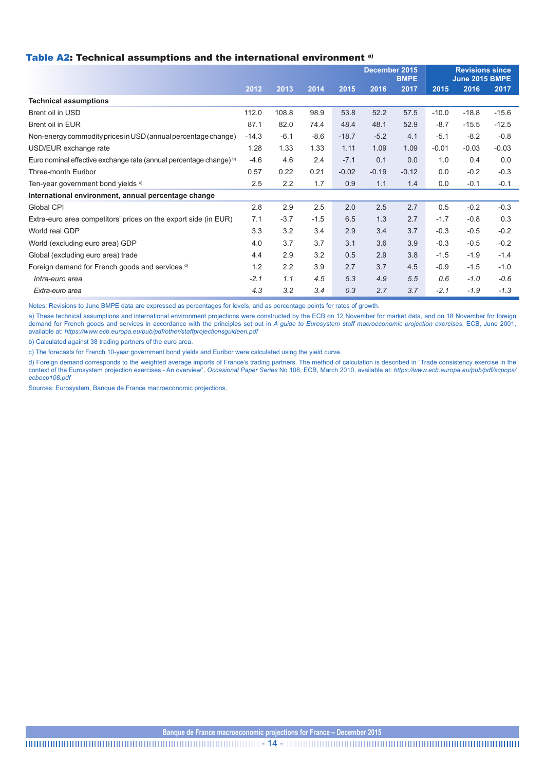## Table A2: Technical assumptions and the international environment [a)]

| | 2012 | 2013 | 2014 | December 2015 BMPE 2015 | December 2015 BMPE 2016 | December 2015 BMPE 2017 | Revisions since June 2015 BMPE 2015 | Revisions since June 2015 BMPE 2016 | Revisions since June 2015 BMPE 2017 |
|---|---|---|---|---|---|---|---|---|---|
| **Technical assumptions** | | | | | | | | | |
| Brent oil in USD | 112.0 | 108.8 | 98.9 | 53.8 | 52.2 | 57.5 | -10.0 | -18.8 | -15.6 |
| Brent oil in EUR | 87.1 | 82.0 | 74.4 | 48.4 | 48.1 | 52.9 | -8.7 | -15.5 | -12.5 |
| Non-energy commodity prices in USD (annual percentage change) | -14.3 | -6.1 | -8.6 | -18.7 | -5.2 | 4.1 | -5.1 | -8.2 | -0.8 |
| USD/EUR exchange rate | 1.28 | 1.33 | 1.33 | 1.11 | 1.09 | 1.09 | -0.01 | -0.03 | -0.03 |
| Euro nominal effective exchange rate (annual percentage change) [b)] | -4.6 | 4.6 | 2.4 | -7.1 | 0.1 | 0.0 | 1.0 | 0.4 | 0.0 |
| Three-month Euribor | 0.57 | 0.22 | 0.21 | -0.02 | -0.19 | -0.12 | 0.0 | -0.2 | -0.3 |
| Ten-year government bond yields [c)] | 2.5 | 2.2 | 1.7 | 0.9 | 1.1 | 1.4 | 0.0 | -0.1 | -0.1 |
| **International environment, annual percentage change** | | | | | | | | | |
| Global CPI | 2.8 | 2.9 | 2.5 | 2.0 | 2.5 | 2.7 | 0.5 | -0.2 | -0.3 |
| Extra-euro area competitors' prices on the export side (in EUR) | 7.1 | -3.7 | -1.5 | 6.5 | 1.3 | 2.7 | -1.7 | -0.8 | 0.3 |
| World real GDP | 3.3 | 3.2 | 3.4 | 2.9 | 3.4 | 3.7 | -0.3 | -0.5 | -0.2 |
| World (excluding euro area) GDP | 4.0 | 3.7 | 3.7 | 3.1 | 3.6 | 3.9 | -0.3 | -0.5 | -0.2 |
| Global (excluding euro area) trade | 4.4 | 2.9 | 3.2 | 0.5 | 2.9 | 3.8 | -1.5 | -1.9 | -1.4 |
| Foreign demand for French goods and services [d)] | 1.2 | 2.2 | 3.9 | 2.7 | 3.7 | 4.5 | -0.9 | -1.5 | -1.0 |
| *Intra-euro area* | *-2.1* | *1.1* | *4.5* | *5.3* | *4.9* | *5.5* | *0.6* | *-1.0* | *-0.6* |
| *Extra-euro area* | *4.3* | *3.2* | *3.4* | *0.3* | *2.7* | *3.7* | *-2.1* | *-1.9* | *-1.3* |

Notes: Revisions to June BMPE data are expressed as percentages for levels, and as percentage points for rates of growth.

a) These technical assumptions and international environment projections were constructed by the ECB on 12 November for market data, and on 18 November for foreign demand for French goods and services in accordance with the principles set out in *A guide to Eurosystem staff macroeconomic projection exercises*, ECB, June 2001, available at: *https://www.ecb.europa.eu/pub/pdf/other/staffprojectionsguideen.pdf*

b) Calculated against 38 trading partners of the euro area.

c) The forecasts for French 10-year government bond yields and Euribor were calculated using the yield curve.

d) Foreign demand corresponds to the weighted average imports of France's trading partners. The method of calculation is described in "Trade consistency exercise in the context of the Eurosystem projection exercises - An overview", *Occasional Paper Series* No 108, ECB, March 2010, available at: *https://www.ecb.europa.eu/pub/pdf/scpops/ecbocp108.pdf*

Sources: Eurosystem, Banque de France macroeconomic projections.